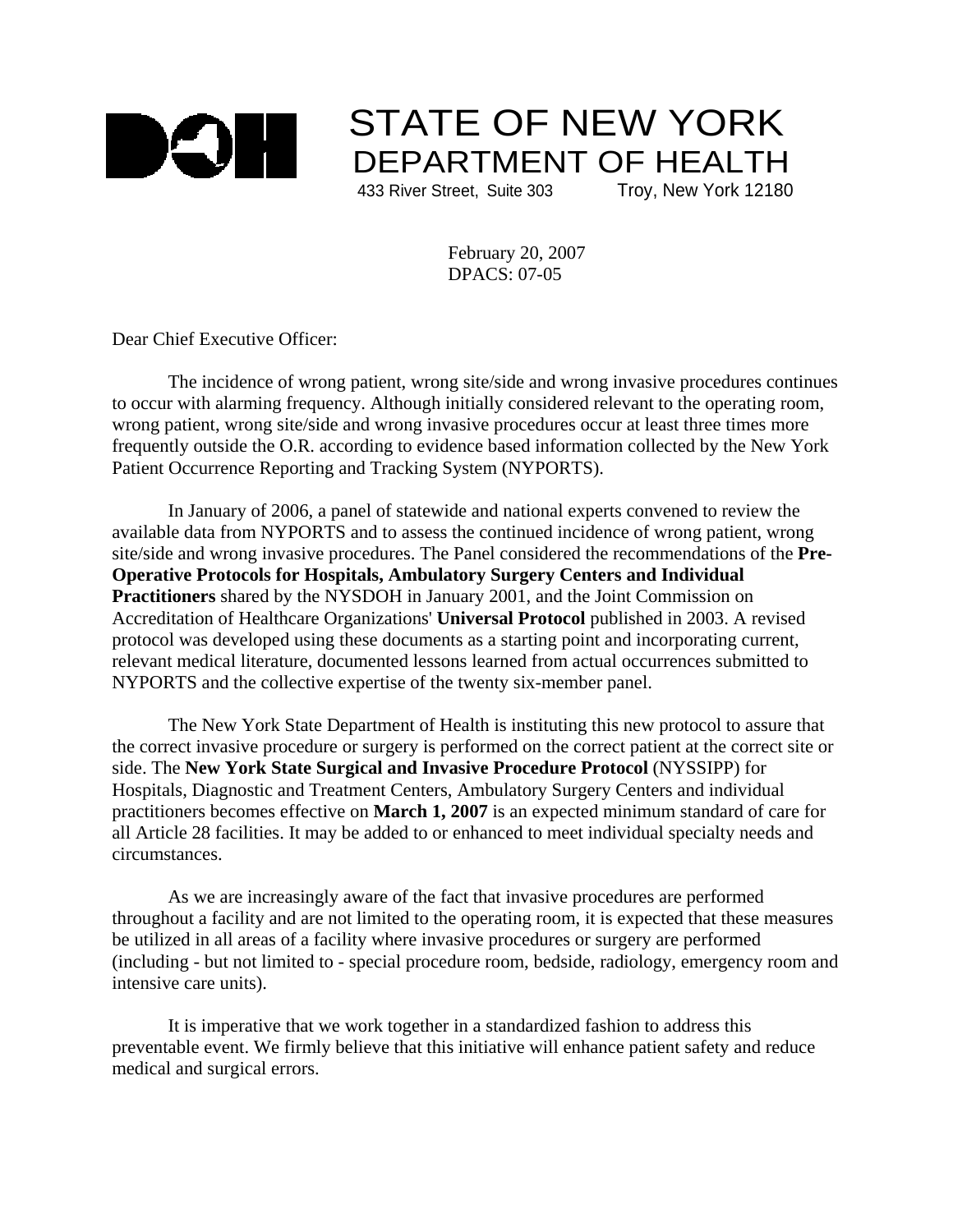DOH

# STATE OF NEW YORK
## DEPARTMENT OF HEALTH

433 River Street, Suite 303 Troy, New York 12180

February 20, 2007
DPACS: 07-05

Dear Chief Executive Officer:

The incidence of wrong patient, wrong site/side and wrong invasive procedures continues to occur with alarming frequency. Although initially considered relevant to the operating room, wrong patient, wrong site/side and wrong invasive procedures occur at least three times more frequently outside the O.R. according to evidence based information collected by the New York Patient Occurrence Reporting and Tracking System (NYPORTS).

In January of 2006, a panel of statewide and national experts convened to review the available data from NYPORTS and to assess the continued incidence of wrong patient, wrong site/side and wrong invasive procedures. The Panel considered the recommendations of the **Pre-Operative Protocols for Hospitals, Ambulatory Surgery Centers and Individual Practitioners** shared by the NYSDOH in January 2001, and the Joint Commission on Accreditation of Healthcare Organizations' **Universal Protocol** published in 2003. A revised protocol was developed using these documents as a starting point and incorporating current, relevant medical literature, documented lessons learned from actual occurrences submitted to NYPORTS and the collective expertise of the twenty six-member panel.

The New York State Department of Health is instituting this new protocol to assure that the correct invasive procedure or surgery is performed on the correct patient at the correct site or side. The **New York State Surgical and Invasive Procedure Protocol** (NYSSIPP) for Hospitals, Diagnostic and Treatment Centers, Ambulatory Surgery Centers and individual practitioners becomes effective on **March 1, 2007** is an expected minimum standard of care for all Article 28 facilities. It may be added to or enhanced to meet individual specialty needs and circumstances.

As we are increasingly aware of the fact that invasive procedures are performed throughout a facility and are not limited to the operating room, it is expected that these measures be utilized in all areas of a facility where invasive procedures or surgery are performed (including - but not limited to - special procedure room, bedside, radiology, emergency room and intensive care units).

It is imperative that we work together in a standardized fashion to address this preventable event. We firmly believe that this initiative will enhance patient safety and reduce medical and surgical errors.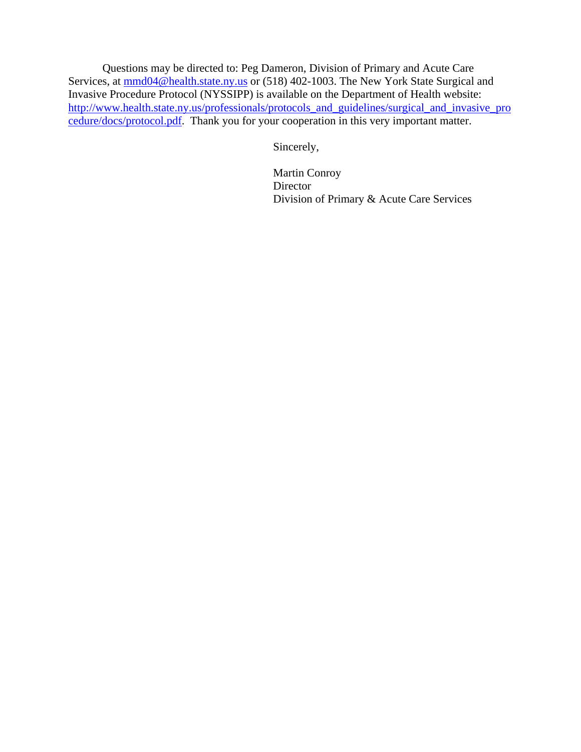Questions may be directed to: Peg Dameron, Division of Primary and Acute Care Services, at mmd04@health.state.ny.us or (518) 402-1003. The New York State Surgical and Invasive Procedure Protocol (NYSSIPP) is available on the Department of Health website: http://www.health.state.ny.us/professionals/protocols_and_guidelines/surgical_and_invasive_procedure/docs/protocol.pdf. Thank you for your cooperation in this very important matter.

Sincerely,

Martin Conroy
Director
Division of Primary & Acute Care Services